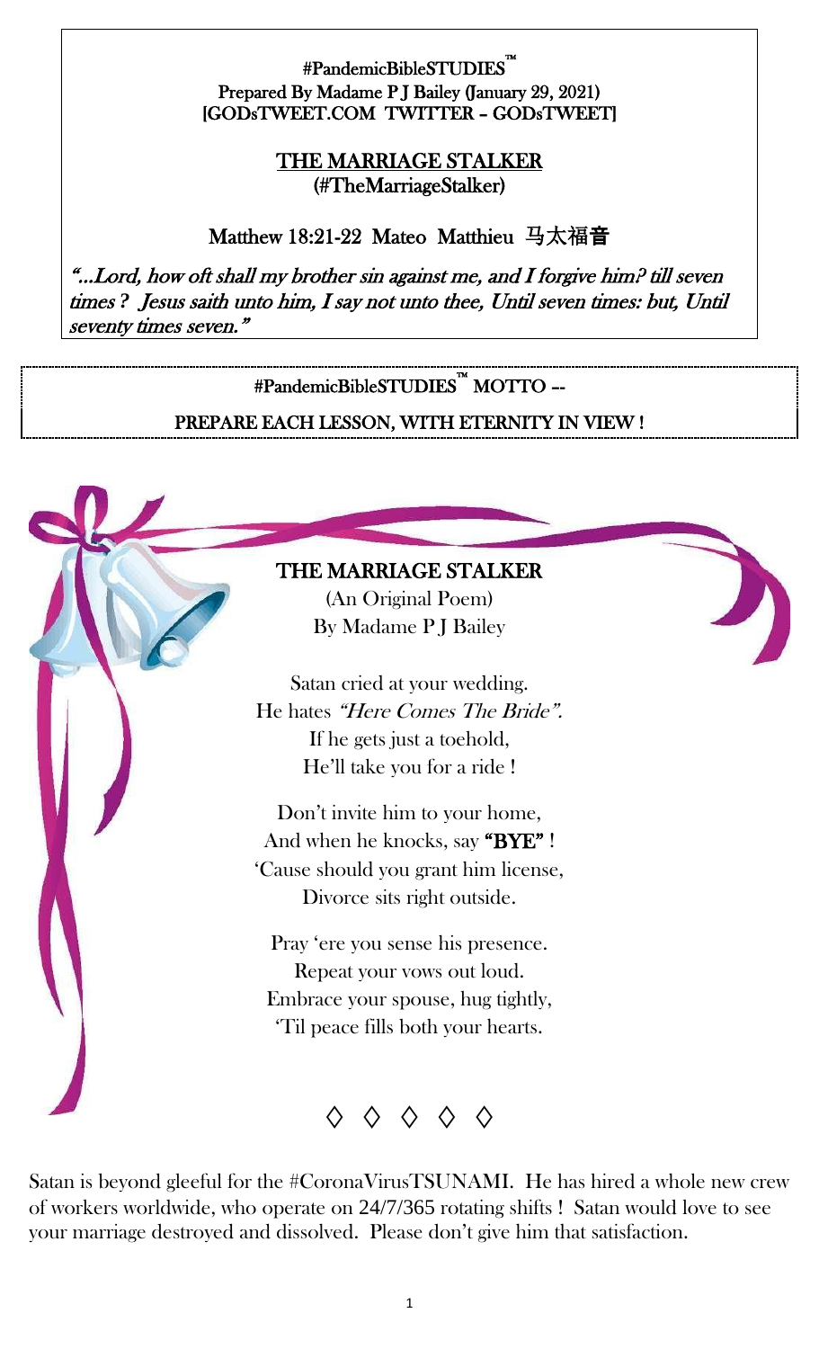#PandemicBibleSTUDIES™
Prepared By Madame P J Bailey (January 29, 2021)
[GODsTWEET.COM TWITTER – GODsTWEET]

## THE MARRIAGE STALKER
(#TheMarriageStalker)

### Matthew 18:21-22 Mateo Matthieu 马太福音

*"…Lord, how oft shall my brother sin against me, and I forgive him? till seven times ? Jesus saith unto him, I say not unto thee, Until seven times: but, Until seventy times seven."*

#PandemicBibleSTUDIES™ MOTTO --

PREPARE EACH LESSON, WITH ETERNITY IN VIEW !

### THE MARRIAGE STALKER
(An Original Poem)
By Madame P J Bailey

Satan cried at your wedding.
He hates *"Here Comes The Bride"*.
If he gets just a toehold,
He'll take you for a ride !

Don't invite him to your home,
And when he knocks, say **"BYE"** !
'Cause should you grant him license,
Divorce sits right outside.

Pray 'ere you sense his presence.
Repeat your vows out loud.
Embrace your spouse, hug tightly,
'Til peace fills both your hearts.

◊ ◊ ◊ ◊ ◊

Satan is beyond gleeful for the #CoronaVirusTSUNAMI. He has hired a whole new crew of workers worldwide, who operate on 24/7/365 rotating shifts ! Satan would love to see your marriage destroyed and dissolved. Please don't give him that satisfaction.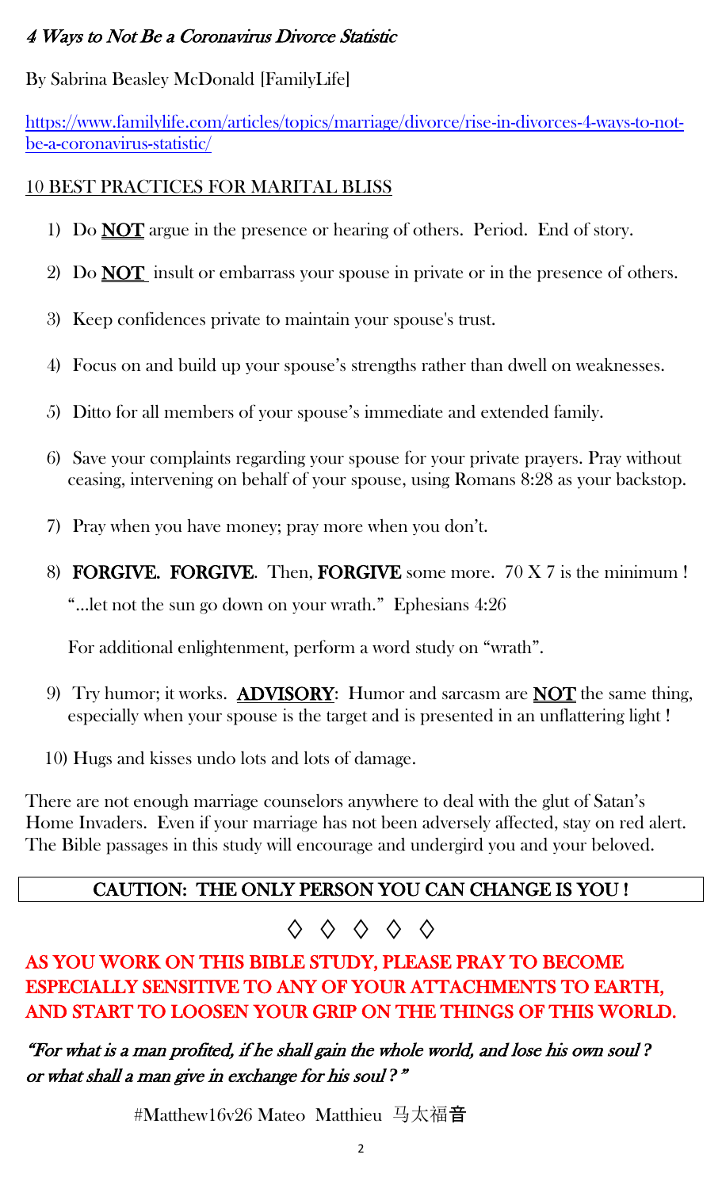*4 Ways to Not Be a Coronavirus Divorce Statistic*

By Sabrina Beasley McDonald [FamilyLife]

[https://www.familylife.com/articles/topics/marriage/divorce/rise-in-divorces-4-ways-to-not-be-a-coronavirus-statistic/](https://www.familylife.com/articles/topics/marriage/divorce/rise-in-divorces-4-ways-to-not-be-a-coronavirus-statistic/)

## 10 BEST PRACTICES FOR MARITAL BLISS

1) Do **NOT** argue in the presence or hearing of others. Period. End of story.

2) Do **NOT** insult or embarrass your spouse in private or in the presence of others.

3) Keep confidences private to maintain your spouse's trust.

4) Focus on and build up your spouse's strengths rather than dwell on weaknesses.

5) Ditto for all members of your spouse's immediate and extended family.

6) Save your complaints regarding your spouse for your private prayers. Pray without ceasing, intervening on behalf of your spouse, using Romans 8:28 as your backstop.

7) Pray when you have money; pray more when you don't.

8) **FORGIVE. FORGIVE**. Then, **FORGIVE** some more. 70 X 7 is the minimum !

   "…let not the sun go down on your wrath." Ephesians 4:26

   For additional enlightenment, perform a word study on "wrath".

9) Try humor; it works. **ADVISORY**: Humor and sarcasm are **NOT** the same thing, especially when your spouse is the target and is presented in an unflattering light !

10) Hugs and kisses undo lots and lots of damage.

There are not enough marriage counselors anywhere to deal with the glut of Satan's Home Invaders. Even if your marriage has not been adversely affected, stay on red alert. The Bible passages in this study will encourage and undergird you and your beloved.

**CAUTION: THE ONLY PERSON YOU CAN CHANGE IS YOU !**

◊ ◊ ◊ ◊ ◊

**AS YOU WORK ON THIS BIBLE STUDY, PLEASE PRAY TO BECOME ESPECIALLY SENSITIVE TO ANY OF YOUR ATTACHMENTS TO EARTH, AND START TO LOOSEN YOUR GRIP ON THE THINGS OF THIS WORLD.**

*"For what is a man profited, if he shall gain the whole world, and lose his own soul ? or what shall a man give in exchange for his soul ? "*

#Matthew16v26 Mateo Matthieu 马太福音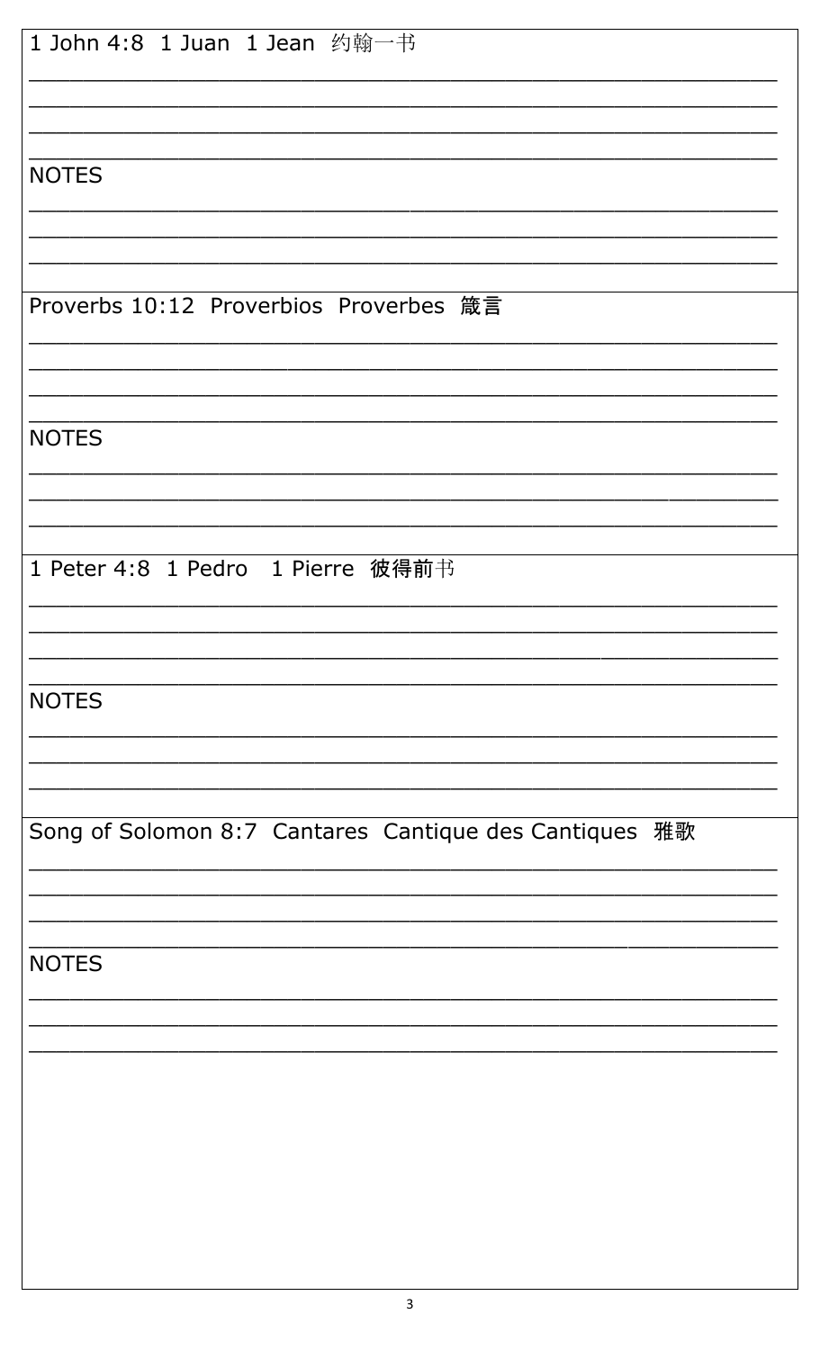1 John 4:8  1 Juan  1 Jean  约翰一书

\_\_\_\_\_\_\_\_\_\_\_\_\_\_\_\_\_\_\_\_\_\_\_\_\_\_\_\_\_\_\_\_\_\_\_\_\_\_\_\_\_\_\_\_\_\_\_\_\_\_\_\_\_\_\_\_

\_\_\_\_\_\_\_\_\_\_\_\_\_\_\_\_\_\_\_\_\_\_\_\_\_\_\_\_\_\_\_\_\_\_\_\_\_\_\_\_\_\_\_\_\_\_\_\_\_\_\_\_\_\_\_\_

\_\_\_\_\_\_\_\_\_\_\_\_\_\_\_\_\_\_\_\_\_\_\_\_\_\_\_\_\_\_\_\_\_\_\_\_\_\_\_\_\_\_\_\_\_\_\_\_\_\_\_\_\_\_\_\_

\_\_\_\_\_\_\_\_\_\_\_\_\_\_\_\_\_\_\_\_\_\_\_\_\_\_\_\_\_\_\_\_\_\_\_\_\_\_\_\_\_\_\_\_\_\_\_\_\_\_\_\_\_\_\_\_

NOTES

\_\_\_\_\_\_\_\_\_\_\_\_\_\_\_\_\_\_\_\_\_\_\_\_\_\_\_\_\_\_\_\_\_\_\_\_\_\_\_\_\_\_\_\_\_\_\_\_\_\_\_\_\_\_\_\_

\_\_\_\_\_\_\_\_\_\_\_\_\_\_\_\_\_\_\_\_\_\_\_\_\_\_\_\_\_\_\_\_\_\_\_\_\_\_\_\_\_\_\_\_\_\_\_\_\_\_\_\_\_\_\_\_

\_\_\_\_\_\_\_\_\_\_\_\_\_\_\_\_\_\_\_\_\_\_\_\_\_\_\_\_\_\_\_\_\_\_\_\_\_\_\_\_\_\_\_\_\_\_\_\_\_\_\_\_\_\_\_\_

Proverbs 10:12  Proverbios  Proverbes  箴言

\_\_\_\_\_\_\_\_\_\_\_\_\_\_\_\_\_\_\_\_\_\_\_\_\_\_\_\_\_\_\_\_\_\_\_\_\_\_\_\_\_\_\_\_\_\_\_\_\_\_\_\_\_\_\_\_

\_\_\_\_\_\_\_\_\_\_\_\_\_\_\_\_\_\_\_\_\_\_\_\_\_\_\_\_\_\_\_\_\_\_\_\_\_\_\_\_\_\_\_\_\_\_\_\_\_\_\_\_\_\_\_\_

\_\_\_\_\_\_\_\_\_\_\_\_\_\_\_\_\_\_\_\_\_\_\_\_\_\_\_\_\_\_\_\_\_\_\_\_\_\_\_\_\_\_\_\_\_\_\_\_\_\_\_\_\_\_\_\_

\_\_\_\_\_\_\_\_\_\_\_\_\_\_\_\_\_\_\_\_\_\_\_\_\_\_\_\_\_\_\_\_\_\_\_\_\_\_\_\_\_\_\_\_\_\_\_\_\_\_\_\_\_\_\_\_

NOTES

\_\_\_\_\_\_\_\_\_\_\_\_\_\_\_\_\_\_\_\_\_\_\_\_\_\_\_\_\_\_\_\_\_\_\_\_\_\_\_\_\_\_\_\_\_\_\_\_\_\_\_\_\_\_\_\_

\_\_\_\_\_\_\_\_\_\_\_\_\_\_\_\_\_\_\_\_\_\_\_\_\_\_\_\_\_\_\_\_\_\_\_\_\_\_\_\_\_\_\_\_\_\_\_\_\_\_\_\_\_\_\_\_

\_\_\_\_\_\_\_\_\_\_\_\_\_\_\_\_\_\_\_\_\_\_\_\_\_\_\_\_\_\_\_\_\_\_\_\_\_\_\_\_\_\_\_\_\_\_\_\_\_\_\_\_\_\_\_\_

1 Peter 4:8  1 Pedro  1 Pierre  彼得前书

\_\_\_\_\_\_\_\_\_\_\_\_\_\_\_\_\_\_\_\_\_\_\_\_\_\_\_\_\_\_\_\_\_\_\_\_\_\_\_\_\_\_\_\_\_\_\_\_\_\_\_\_\_\_\_\_

\_\_\_\_\_\_\_\_\_\_\_\_\_\_\_\_\_\_\_\_\_\_\_\_\_\_\_\_\_\_\_\_\_\_\_\_\_\_\_\_\_\_\_\_\_\_\_\_\_\_\_\_\_\_\_\_

\_\_\_\_\_\_\_\_\_\_\_\_\_\_\_\_\_\_\_\_\_\_\_\_\_\_\_\_\_\_\_\_\_\_\_\_\_\_\_\_\_\_\_\_\_\_\_\_\_\_\_\_\_\_\_\_

\_\_\_\_\_\_\_\_\_\_\_\_\_\_\_\_\_\_\_\_\_\_\_\_\_\_\_\_\_\_\_\_\_\_\_\_\_\_\_\_\_\_\_\_\_\_\_\_\_\_\_\_\_\_\_\_

NOTES

\_\_\_\_\_\_\_\_\_\_\_\_\_\_\_\_\_\_\_\_\_\_\_\_\_\_\_\_\_\_\_\_\_\_\_\_\_\_\_\_\_\_\_\_\_\_\_\_\_\_\_\_\_\_\_\_

\_\_\_\_\_\_\_\_\_\_\_\_\_\_\_\_\_\_\_\_\_\_\_\_\_\_\_\_\_\_\_\_\_\_\_\_\_\_\_\_\_\_\_\_\_\_\_\_\_\_\_\_\_\_\_\_

\_\_\_\_\_\_\_\_\_\_\_\_\_\_\_\_\_\_\_\_\_\_\_\_\_\_\_\_\_\_\_\_\_\_\_\_\_\_\_\_\_\_\_\_\_\_\_\_\_\_\_\_\_\_\_\_

Song of Solomon 8:7  Cantares  Cantique des Cantiques  雅歌

\_\_\_\_\_\_\_\_\_\_\_\_\_\_\_\_\_\_\_\_\_\_\_\_\_\_\_\_\_\_\_\_\_\_\_\_\_\_\_\_\_\_\_\_\_\_\_\_\_\_\_\_\_\_\_\_

\_\_\_\_\_\_\_\_\_\_\_\_\_\_\_\_\_\_\_\_\_\_\_\_\_\_\_\_\_\_\_\_\_\_\_\_\_\_\_\_\_\_\_\_\_\_\_\_\_\_\_\_\_\_\_\_

\_\_\_\_\_\_\_\_\_\_\_\_\_\_\_\_\_\_\_\_\_\_\_\_\_\_\_\_\_\_\_\_\_\_\_\_\_\_\_\_\_\_\_\_\_\_\_\_\_\_\_\_\_\_\_\_

\_\_\_\_\_\_\_\_\_\_\_\_\_\_\_\_\_\_\_\_\_\_\_\_\_\_\_\_\_\_\_\_\_\_\_\_\_\_\_\_\_\_\_\_\_\_\_\_\_\_\_\_\_\_\_\_

NOTES

\_\_\_\_\_\_\_\_\_\_\_\_\_\_\_\_\_\_\_\_\_\_\_\_\_\_\_\_\_\_\_\_\_\_\_\_\_\_\_\_\_\_\_\_\_\_\_\_\_\_\_\_\_\_\_\_

\_\_\_\_\_\_\_\_\_\_\_\_\_\_\_\_\_\_\_\_\_\_\_\_\_\_\_\_\_\_\_\_\_\_\_\_\_\_\_\_\_\_\_\_\_\_\_\_\_\_\_\_\_\_\_\_

\_\_\_\_\_\_\_\_\_\_\_\_\_\_\_\_\_\_\_\_\_\_\_\_\_\_\_\_\_\_\_\_\_\_\_\_\_\_\_\_\_\_\_\_\_\_\_\_\_\_\_\_\_\_\_\_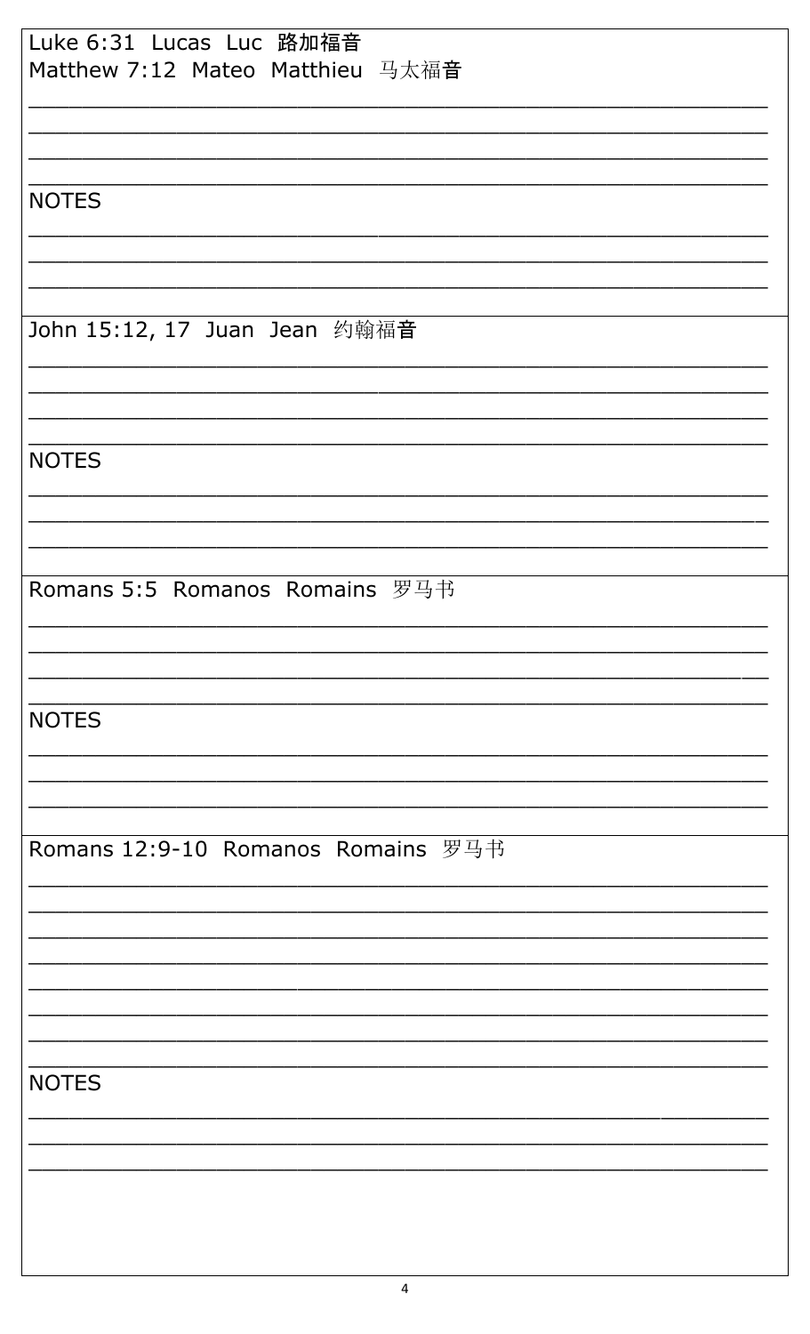Luke 6:31 Lucas Luc 路加福音
Matthew 7:12 Mateo Matthieu 马太福音

____________________________________________________________

____________________________________________________________

____________________________________________________________

____________________________________________________________

NOTES

____________________________________________________________

____________________________________________________________

____________________________________________________________

John 15:12, 17 Juan Jean 约翰福音

____________________________________________________________

____________________________________________________________

____________________________________________________________

____________________________________________________________

NOTES

____________________________________________________________

____________________________________________________________

____________________________________________________________

Romans 5:5 Romanos Romains 罗马书

____________________________________________________________

____________________________________________________________

____________________________________________________________

____________________________________________________________

NOTES

____________________________________________________________

____________________________________________________________

____________________________________________________________

Romans 12:9-10 Romanos Romains 罗马书

____________________________________________________________

____________________________________________________________

____________________________________________________________

____________________________________________________________

____________________________________________________________

____________________________________________________________

____________________________________________________________

____________________________________________________________

NOTES

____________________________________________________________

____________________________________________________________

____________________________________________________________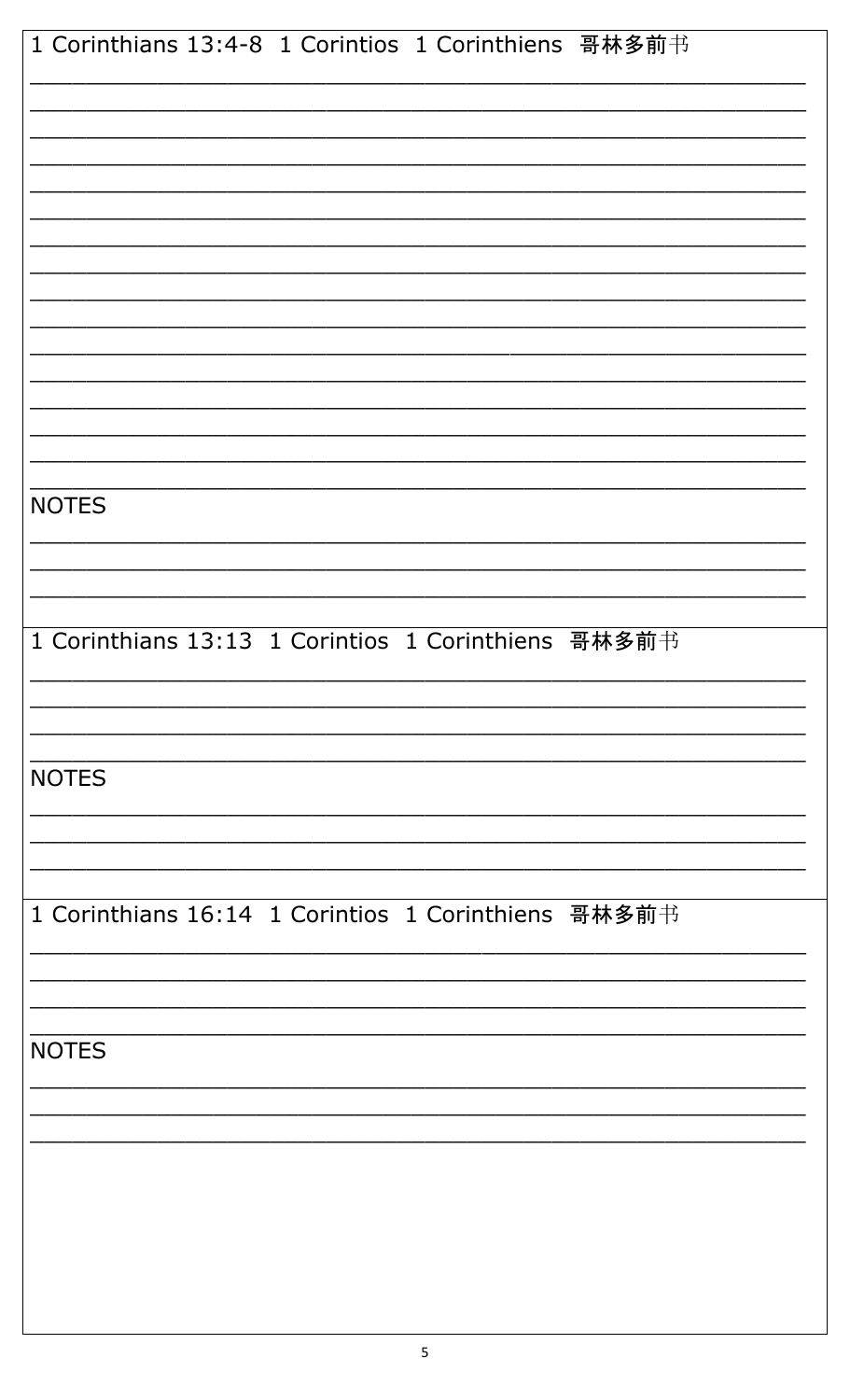1 Corinthians 13:4-8  1 Corintios  1 Corinthiens  哥林多前书

________________________________________________________________
________________________________________________________________
________________________________________________________________
________________________________________________________________
________________________________________________________________
________________________________________________________________
________________________________________________________________
________________________________________________________________
________________________________________________________________
________________________________________________________________
________________________________________________________________
________________________________________________________________
________________________________________________________________
________________________________________________________________
________________________________________________________________
________________________________________________________________

NOTES

________________________________________________________________
________________________________________________________________
________________________________________________________________

1 Corinthians 13:13  1 Corintios  1 Corinthiens  哥林多前书

________________________________________________________________
________________________________________________________________
________________________________________________________________
________________________________________________________________

NOTES

________________________________________________________________
________________________________________________________________
________________________________________________________________

1 Corinthians 16:14  1 Corintios  1 Corinthiens  哥林多前书

________________________________________________________________
________________________________________________________________
________________________________________________________________
________________________________________________________________

NOTES

________________________________________________________________
________________________________________________________________
________________________________________________________________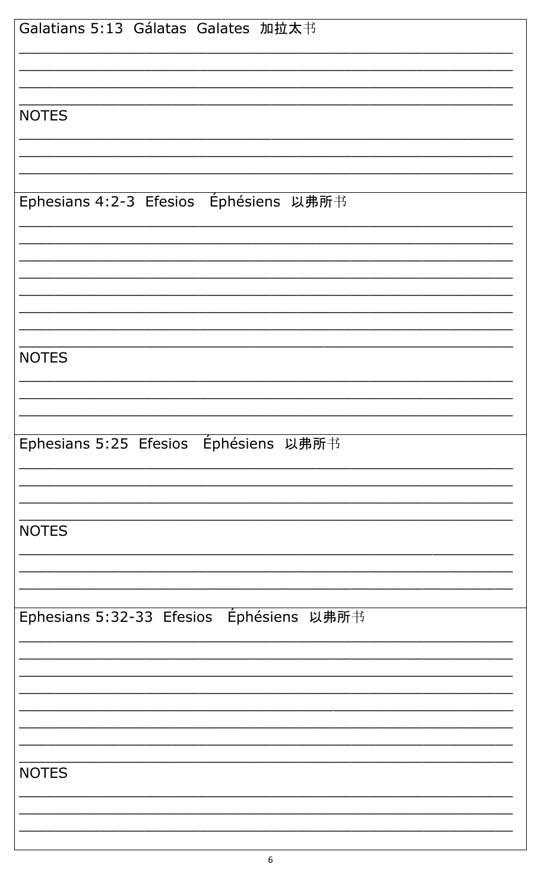Galatians 5:13 Gálatas Galates 加拉太书

\_\_\_\_\_\_\_\_\_\_\_\_\_\_\_\_\_\_\_\_\_\_\_\_\_\_\_\_\_\_\_\_\_\_\_\_\_\_\_\_\_\_\_\_\_\_\_\_\_\_\_\_

\_\_\_\_\_\_\_\_\_\_\_\_\_\_\_\_\_\_\_\_\_\_\_\_\_\_\_\_\_\_\_\_\_\_\_\_\_\_\_\_\_\_\_\_\_\_\_\_\_\_\_\_

\_\_\_\_\_\_\_\_\_\_\_\_\_\_\_\_\_\_\_\_\_\_\_\_\_\_\_\_\_\_\_\_\_\_\_\_\_\_\_\_\_\_\_\_\_\_\_\_\_\_\_\_

\_\_\_\_\_\_\_\_\_\_\_\_\_\_\_\_\_\_\_\_\_\_\_\_\_\_\_\_\_\_\_\_\_\_\_\_\_\_\_\_\_\_\_\_\_\_\_\_\_\_\_\_

NOTES

\_\_\_\_\_\_\_\_\_\_\_\_\_\_\_\_\_\_\_\_\_\_\_\_\_\_\_\_\_\_\_\_\_\_\_\_\_\_\_\_\_\_\_\_\_\_\_\_\_\_\_\_

\_\_\_\_\_\_\_\_\_\_\_\_\_\_\_\_\_\_\_\_\_\_\_\_\_\_\_\_\_\_\_\_\_\_\_\_\_\_\_\_\_\_\_\_\_\_\_\_\_\_\_\_

\_\_\_\_\_\_\_\_\_\_\_\_\_\_\_\_\_\_\_\_\_\_\_\_\_\_\_\_\_\_\_\_\_\_\_\_\_\_\_\_\_\_\_\_\_\_\_\_\_\_\_\_

Ephesians 4:2-3 Efesios Éphésiens 以弗所书

\_\_\_\_\_\_\_\_\_\_\_\_\_\_\_\_\_\_\_\_\_\_\_\_\_\_\_\_\_\_\_\_\_\_\_\_\_\_\_\_\_\_\_\_\_\_\_\_\_\_\_\_

\_\_\_\_\_\_\_\_\_\_\_\_\_\_\_\_\_\_\_\_\_\_\_\_\_\_\_\_\_\_\_\_\_\_\_\_\_\_\_\_\_\_\_\_\_\_\_\_\_\_\_\_

\_\_\_\_\_\_\_\_\_\_\_\_\_\_\_\_\_\_\_\_\_\_\_\_\_\_\_\_\_\_\_\_\_\_\_\_\_\_\_\_\_\_\_\_\_\_\_\_\_\_\_\_

\_\_\_\_\_\_\_\_\_\_\_\_\_\_\_\_\_\_\_\_\_\_\_\_\_\_\_\_\_\_\_\_\_\_\_\_\_\_\_\_\_\_\_\_\_\_\_\_\_\_\_\_

\_\_\_\_\_\_\_\_\_\_\_\_\_\_\_\_\_\_\_\_\_\_\_\_\_\_\_\_\_\_\_\_\_\_\_\_\_\_\_\_\_\_\_\_\_\_\_\_\_\_\_\_

\_\_\_\_\_\_\_\_\_\_\_\_\_\_\_\_\_\_\_\_\_\_\_\_\_\_\_\_\_\_\_\_\_\_\_\_\_\_\_\_\_\_\_\_\_\_\_\_\_\_\_\_

\_\_\_\_\_\_\_\_\_\_\_\_\_\_\_\_\_\_\_\_\_\_\_\_\_\_\_\_\_\_\_\_\_\_\_\_\_\_\_\_\_\_\_\_\_\_\_\_\_\_\_\_

\_\_\_\_\_\_\_\_\_\_\_\_\_\_\_\_\_\_\_\_\_\_\_\_\_\_\_\_\_\_\_\_\_\_\_\_\_\_\_\_\_\_\_\_\_\_\_\_\_\_\_\_

NOTES

\_\_\_\_\_\_\_\_\_\_\_\_\_\_\_\_\_\_\_\_\_\_\_\_\_\_\_\_\_\_\_\_\_\_\_\_\_\_\_\_\_\_\_\_\_\_\_\_\_\_\_\_

\_\_\_\_\_\_\_\_\_\_\_\_\_\_\_\_\_\_\_\_\_\_\_\_\_\_\_\_\_\_\_\_\_\_\_\_\_\_\_\_\_\_\_\_\_\_\_\_\_\_\_\_

\_\_\_\_\_\_\_\_\_\_\_\_\_\_\_\_\_\_\_\_\_\_\_\_\_\_\_\_\_\_\_\_\_\_\_\_\_\_\_\_\_\_\_\_\_\_\_\_\_\_\_\_

Ephesians 5:25 Efesios Éphésiens 以弗所书

\_\_\_\_\_\_\_\_\_\_\_\_\_\_\_\_\_\_\_\_\_\_\_\_\_\_\_\_\_\_\_\_\_\_\_\_\_\_\_\_\_\_\_\_\_\_\_\_\_\_\_\_

\_\_\_\_\_\_\_\_\_\_\_\_\_\_\_\_\_\_\_\_\_\_\_\_\_\_\_\_\_\_\_\_\_\_\_\_\_\_\_\_\_\_\_\_\_\_\_\_\_\_\_\_

\_\_\_\_\_\_\_\_\_\_\_\_\_\_\_\_\_\_\_\_\_\_\_\_\_\_\_\_\_\_\_\_\_\_\_\_\_\_\_\_\_\_\_\_\_\_\_\_\_\_\_\_

\_\_\_\_\_\_\_\_\_\_\_\_\_\_\_\_\_\_\_\_\_\_\_\_\_\_\_\_\_\_\_\_\_\_\_\_\_\_\_\_\_\_\_\_\_\_\_\_\_\_\_\_

NOTES

\_\_\_\_\_\_\_\_\_\_\_\_\_\_\_\_\_\_\_\_\_\_\_\_\_\_\_\_\_\_\_\_\_\_\_\_\_\_\_\_\_\_\_\_\_\_\_\_\_\_\_\_

\_\_\_\_\_\_\_\_\_\_\_\_\_\_\_\_\_\_\_\_\_\_\_\_\_\_\_\_\_\_\_\_\_\_\_\_\_\_\_\_\_\_\_\_\_\_\_\_\_\_\_\_

\_\_\_\_\_\_\_\_\_\_\_\_\_\_\_\_\_\_\_\_\_\_\_\_\_\_\_\_\_\_\_\_\_\_\_\_\_\_\_\_\_\_\_\_\_\_\_\_\_\_\_\_

Ephesians 5:32-33 Efesios Éphésiens 以弗所书

\_\_\_\_\_\_\_\_\_\_\_\_\_\_\_\_\_\_\_\_\_\_\_\_\_\_\_\_\_\_\_\_\_\_\_\_\_\_\_\_\_\_\_\_\_\_\_\_\_\_\_\_

\_\_\_\_\_\_\_\_\_\_\_\_\_\_\_\_\_\_\_\_\_\_\_\_\_\_\_\_\_\_\_\_\_\_\_\_\_\_\_\_\_\_\_\_\_\_\_\_\_\_\_\_

\_\_\_\_\_\_\_\_\_\_\_\_\_\_\_\_\_\_\_\_\_\_\_\_\_\_\_\_\_\_\_\_\_\_\_\_\_\_\_\_\_\_\_\_\_\_\_\_\_\_\_\_

\_\_\_\_\_\_\_\_\_\_\_\_\_\_\_\_\_\_\_\_\_\_\_\_\_\_\_\_\_\_\_\_\_\_\_\_\_\_\_\_\_\_\_\_\_\_\_\_\_\_\_\_

\_\_\_\_\_\_\_\_\_\_\_\_\_\_\_\_\_\_\_\_\_\_\_\_\_\_\_\_\_\_\_\_\_\_\_\_\_\_\_\_\_\_\_\_\_\_\_\_\_\_\_\_

\_\_\_\_\_\_\_\_\_\_\_\_\_\_\_\_\_\_\_\_\_\_\_\_\_\_\_\_\_\_\_\_\_\_\_\_\_\_\_\_\_\_\_\_\_\_\_\_\_\_\_\_

\_\_\_\_\_\_\_\_\_\_\_\_\_\_\_\_\_\_\_\_\_\_\_\_\_\_\_\_\_\_\_\_\_\_\_\_\_\_\_\_\_\_\_\_\_\_\_\_\_\_\_\_

\_\_\_\_\_\_\_\_\_\_\_\_\_\_\_\_\_\_\_\_\_\_\_\_\_\_\_\_\_\_\_\_\_\_\_\_\_\_\_\_\_\_\_\_\_\_\_\_\_\_\_\_

NOTES

\_\_\_\_\_\_\_\_\_\_\_\_\_\_\_\_\_\_\_\_\_\_\_\_\_\_\_\_\_\_\_\_\_\_\_\_\_\_\_\_\_\_\_\_\_\_\_\_\_\_\_\_

\_\_\_\_\_\_\_\_\_\_\_\_\_\_\_\_\_\_\_\_\_\_\_\_\_\_\_\_\_\_\_\_\_\_\_\_\_\_\_\_\_\_\_\_\_\_\_\_\_\_\_\_

\_\_\_\_\_\_\_\_\_\_\_\_\_\_\_\_\_\_\_\_\_\_\_\_\_\_\_\_\_\_\_\_\_\_\_\_\_\_\_\_\_\_\_\_\_\_\_\_\_\_\_\_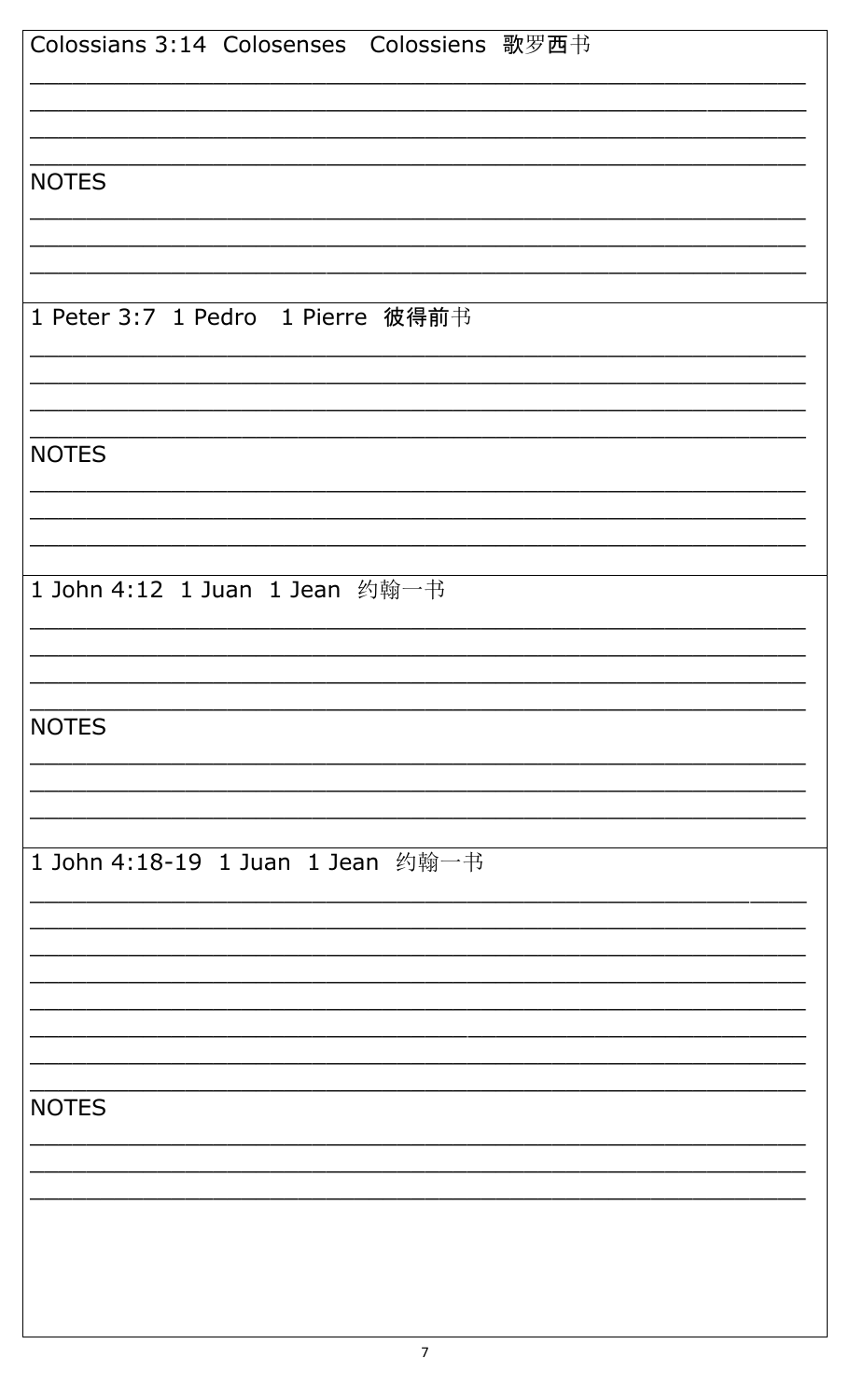Colossians 3:14  Colosenses  Colossiens  歌罗西书

____________________________________________________________

____________________________________________________________

____________________________________________________________

____________________________________________________________

NOTES

____________________________________________________________

____________________________________________________________

____________________________________________________________

1 Peter 3:7  1 Pedro  1 Pierre  彼得前书

____________________________________________________________

____________________________________________________________

____________________________________________________________

____________________________________________________________

NOTES

____________________________________________________________

____________________________________________________________

____________________________________________________________

1 John 4:12  1 Juan  1 Jean  约翰一书

____________________________________________________________

____________________________________________________________

____________________________________________________________

____________________________________________________________

NOTES

____________________________________________________________

____________________________________________________________

____________________________________________________________

1 John 4:18-19  1 Juan  1 Jean  约翰一书

____________________________________________________________

____________________________________________________________

____________________________________________________________

____________________________________________________________

____________________________________________________________

____________________________________________________________

____________________________________________________________

____________________________________________________________

NOTES

____________________________________________________________

____________________________________________________________

____________________________________________________________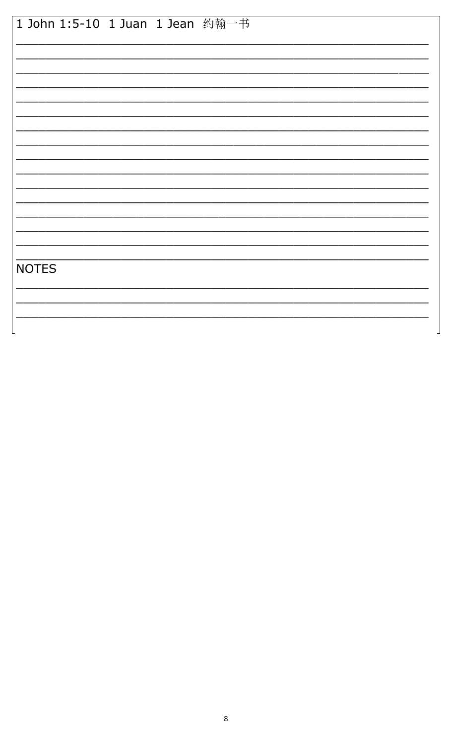1 John 1:5-10  1 Juan  1 Jean  约翰一书

\_\_\_\_\_\_\_\_\_\_\_\_\_\_\_\_\_\_\_\_\_\_\_\_\_\_\_\_\_\_\_\_\_\_\_\_\_\_\_\_\_\_\_\_\_\_\_\_\_\_\_\_\_\_\_\_

\_\_\_\_\_\_\_\_\_\_\_\_\_\_\_\_\_\_\_\_\_\_\_\_\_\_\_\_\_\_\_\_\_\_\_\_\_\_\_\_\_\_\_\_\_\_\_\_\_\_\_\_\_\_\_\_

\_\_\_\_\_\_\_\_\_\_\_\_\_\_\_\_\_\_\_\_\_\_\_\_\_\_\_\_\_\_\_\_\_\_\_\_\_\_\_\_\_\_\_\_\_\_\_\_\_\_\_\_\_\_\_\_

\_\_\_\_\_\_\_\_\_\_\_\_\_\_\_\_\_\_\_\_\_\_\_\_\_\_\_\_\_\_\_\_\_\_\_\_\_\_\_\_\_\_\_\_\_\_\_\_\_\_\_\_\_\_\_\_

\_\_\_\_\_\_\_\_\_\_\_\_\_\_\_\_\_\_\_\_\_\_\_\_\_\_\_\_\_\_\_\_\_\_\_\_\_\_\_\_\_\_\_\_\_\_\_\_\_\_\_\_\_\_\_\_

\_\_\_\_\_\_\_\_\_\_\_\_\_\_\_\_\_\_\_\_\_\_\_\_\_\_\_\_\_\_\_\_\_\_\_\_\_\_\_\_\_\_\_\_\_\_\_\_\_\_\_\_\_\_\_\_

\_\_\_\_\_\_\_\_\_\_\_\_\_\_\_\_\_\_\_\_\_\_\_\_\_\_\_\_\_\_\_\_\_\_\_\_\_\_\_\_\_\_\_\_\_\_\_\_\_\_\_\_\_\_\_\_

\_\_\_\_\_\_\_\_\_\_\_\_\_\_\_\_\_\_\_\_\_\_\_\_\_\_\_\_\_\_\_\_\_\_\_\_\_\_\_\_\_\_\_\_\_\_\_\_\_\_\_\_\_\_\_\_

\_\_\_\_\_\_\_\_\_\_\_\_\_\_\_\_\_\_\_\_\_\_\_\_\_\_\_\_\_\_\_\_\_\_\_\_\_\_\_\_\_\_\_\_\_\_\_\_\_\_\_\_\_\_\_\_

\_\_\_\_\_\_\_\_\_\_\_\_\_\_\_\_\_\_\_\_\_\_\_\_\_\_\_\_\_\_\_\_\_\_\_\_\_\_\_\_\_\_\_\_\_\_\_\_\_\_\_\_\_\_\_\_

\_\_\_\_\_\_\_\_\_\_\_\_\_\_\_\_\_\_\_\_\_\_\_\_\_\_\_\_\_\_\_\_\_\_\_\_\_\_\_\_\_\_\_\_\_\_\_\_\_\_\_\_\_\_\_\_

\_\_\_\_\_\_\_\_\_\_\_\_\_\_\_\_\_\_\_\_\_\_\_\_\_\_\_\_\_\_\_\_\_\_\_\_\_\_\_\_\_\_\_\_\_\_\_\_\_\_\_\_\_\_\_\_

\_\_\_\_\_\_\_\_\_\_\_\_\_\_\_\_\_\_\_\_\_\_\_\_\_\_\_\_\_\_\_\_\_\_\_\_\_\_\_\_\_\_\_\_\_\_\_\_\_\_\_\_\_\_\_\_

\_\_\_\_\_\_\_\_\_\_\_\_\_\_\_\_\_\_\_\_\_\_\_\_\_\_\_\_\_\_\_\_\_\_\_\_\_\_\_\_\_\_\_\_\_\_\_\_\_\_\_\_\_\_\_\_

\_\_\_\_\_\_\_\_\_\_\_\_\_\_\_\_\_\_\_\_\_\_\_\_\_\_\_\_\_\_\_\_\_\_\_\_\_\_\_\_\_\_\_\_\_\_\_\_\_\_\_\_\_\_\_\_

\_\_\_\_\_\_\_\_\_\_\_\_\_\_\_\_\_\_\_\_\_\_\_\_\_\_\_\_\_\_\_\_\_\_\_\_\_\_\_\_\_\_\_\_\_\_\_\_\_\_\_\_\_\_\_\_

NOTES

\_\_\_\_\_\_\_\_\_\_\_\_\_\_\_\_\_\_\_\_\_\_\_\_\_\_\_\_\_\_\_\_\_\_\_\_\_\_\_\_\_\_\_\_\_\_\_\_\_\_\_\_\_\_\_\_

\_\_\_\_\_\_\_\_\_\_\_\_\_\_\_\_\_\_\_\_\_\_\_\_\_\_\_\_\_\_\_\_\_\_\_\_\_\_\_\_\_\_\_\_\_\_\_\_\_\_\_\_\_\_\_\_

\_\_\_\_\_\_\_\_\_\_\_\_\_\_\_\_\_\_\_\_\_\_\_\_\_\_\_\_\_\_\_\_\_\_\_\_\_\_\_\_\_\_\_\_\_\_\_\_\_\_\_\_\_\_\_\_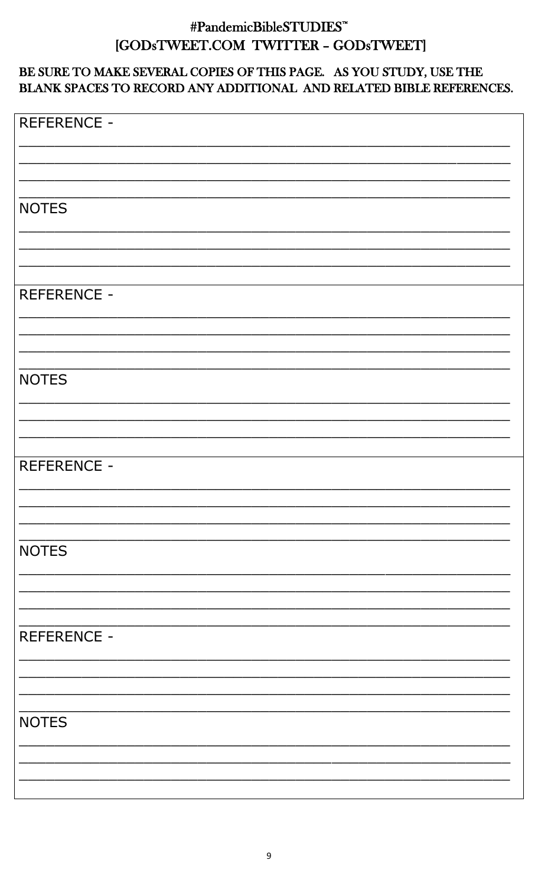# #PandemicBibleSTUDIES™

## [GODsTWEET.COM TWITTER – GODsTWEET]

**BE SURE TO MAKE SEVERAL COPIES OF THIS PAGE. AS YOU STUDY, USE THE BLANK SPACES TO RECORD ANY ADDITIONAL AND RELATED BIBLE REFERENCES.**

REFERENCE -

_______________________________________________

_______________________________________________

_______________________________________________

_______________________________________________

NOTES

_______________________________________________

_______________________________________________

_______________________________________________

REFERENCE -

_______________________________________________

_______________________________________________

_______________________________________________

_______________________________________________

NOTES

_______________________________________________

_______________________________________________

_______________________________________________

REFERENCE -

_______________________________________________

_______________________________________________

_______________________________________________

_______________________________________________

NOTES

_______________________________________________

_______________________________________________

_______________________________________________

_______________________________________________

REFERENCE -

_______________________________________________

_______________________________________________

_______________________________________________

_______________________________________________

NOTES

_______________________________________________

_______________________________________________

_______________________________________________